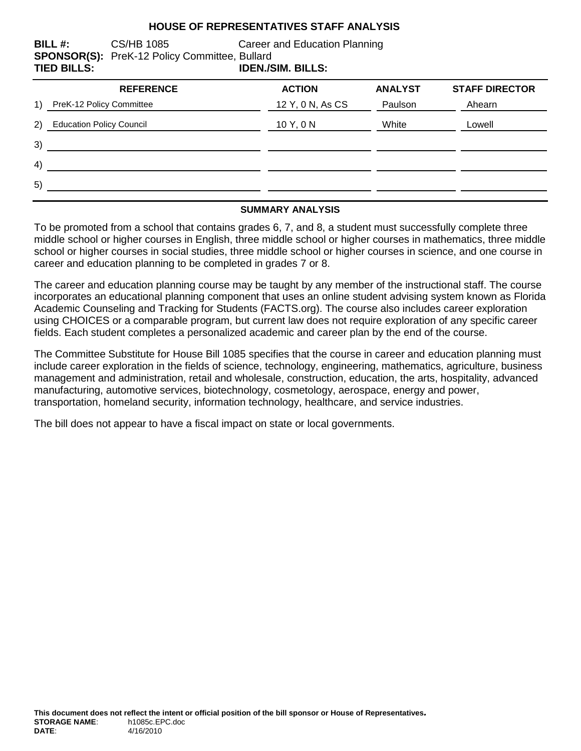# HOUSE OF REPRESENTATIVES STAFF ANALYSIS

**BILL #:** CS/HB 1085 Career and Education Planning
**SPONSOR(S):** PreK-12 Policy Committee, Bullard
**TIED BILLS:** **IDEN./SIM. BILLS:**

| REFERENCE | ACTION | ANALYST | STAFF DIRECTOR |
|---|---|---|---|
| 1) PreK-12 Policy Committee | 12 Y, 0 N, As CS | Paulson | Ahearn |
| 2) Education Policy Council | 10 Y, 0 N | White | Lowell |
| 3) | | | |
| 4) | | | |
| 5) | | | |

## SUMMARY ANALYSIS

To be promoted from a school that contains grades 6, 7, and 8, a student must successfully complete three middle school or higher courses in English, three middle school or higher courses in mathematics, three middle school or higher courses in social studies, three middle school or higher courses in science, and one course in career and education planning to be completed in grades 7 or 8.

The career and education planning course may be taught by any member of the instructional staff. The course incorporates an educational planning component that uses an online student advising system known as Florida Academic Counseling and Tracking for Students (FACTS.org). The course also includes career exploration using CHOICES or a comparable program, but current law does not require exploration of any specific career fields. Each student completes a personalized academic and career plan by the end of the course.

The Committee Substitute for House Bill 1085 specifies that the course in career and education planning must include career exploration in the fields of science, technology, engineering, mathematics, agriculture, business management and administration, retail and wholesale, construction, education, the arts, hospitality, advanced manufacturing, automotive services, biotechnology, cosmetology, aerospace, energy and power, transportation, homeland security, information technology, healthcare, and service industries.

The bill does not appear to have a fiscal impact on state or local governments.

**This document does not reflect the intent or official position of the bill sponsor or House of Representatives.**
**STORAGE NAME**: h1085c.EPC.doc
**DATE**: 4/16/2010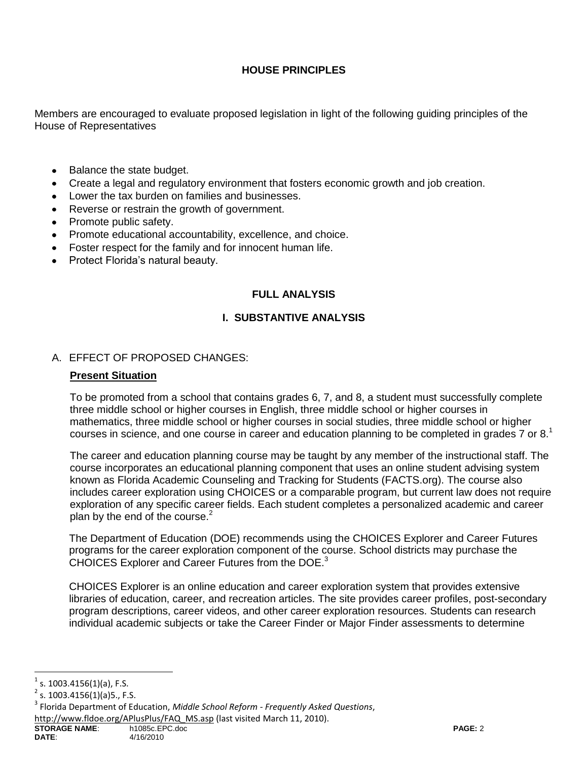## HOUSE PRINCIPLES

Members are encouraged to evaluate proposed legislation in light of the following guiding principles of the House of Representatives

- Balance the state budget.
- Create a legal and regulatory environment that fosters economic growth and job creation.
- Lower the tax burden on families and businesses.
- Reverse or restrain the growth of government.
- Promote public safety.
- Promote educational accountability, excellence, and choice.
- Foster respect for the family and for innocent human life.
- Protect Florida's natural beauty.

## FULL ANALYSIS

## I. SUBSTANTIVE ANALYSIS

### A. EFFECT OF PROPOSED CHANGES:

**Present Situation**

To be promoted from a school that contains grades 6, 7, and 8, a student must successfully complete three middle school or higher courses in English, three middle school or higher courses in mathematics, three middle school or higher courses in social studies, three middle school or higher courses in science, and one course in career and education planning to be completed in grades 7 or 8.[1]

The career and education planning course may be taught by any member of the instructional staff. The course incorporates an educational planning component that uses an online student advising system known as Florida Academic Counseling and Tracking for Students (FACTS.org). The course also includes career exploration using CHOICES or a comparable program, but current law does not require exploration of any specific career fields. Each student completes a personalized academic and career plan by the end of the course.[2]

The Department of Education (DOE) recommends using the CHOICES Explorer and Career Futures programs for the career exploration component of the course. School districts may purchase the CHOICES Explorer and Career Futures from the DOE.[3]

CHOICES Explorer is an online education and career exploration system that provides extensive libraries of education, career, and recreation articles. The site provides career profiles, post-secondary program descriptions, career videos, and other career exploration resources. Students can research individual academic subjects or take the Career Finder or Major Finder assessments to determine

---

[1] s. 1003.4156(1)(a), F.S.

[2] s. 1003.4156(1)(a)5., F.S.

[3] Florida Department of Education, *Middle School Reform - Frequently Asked Questions*, http://www.fldoe.org/APlusPlus/FAQ_MS.asp (last visited March 11, 2010).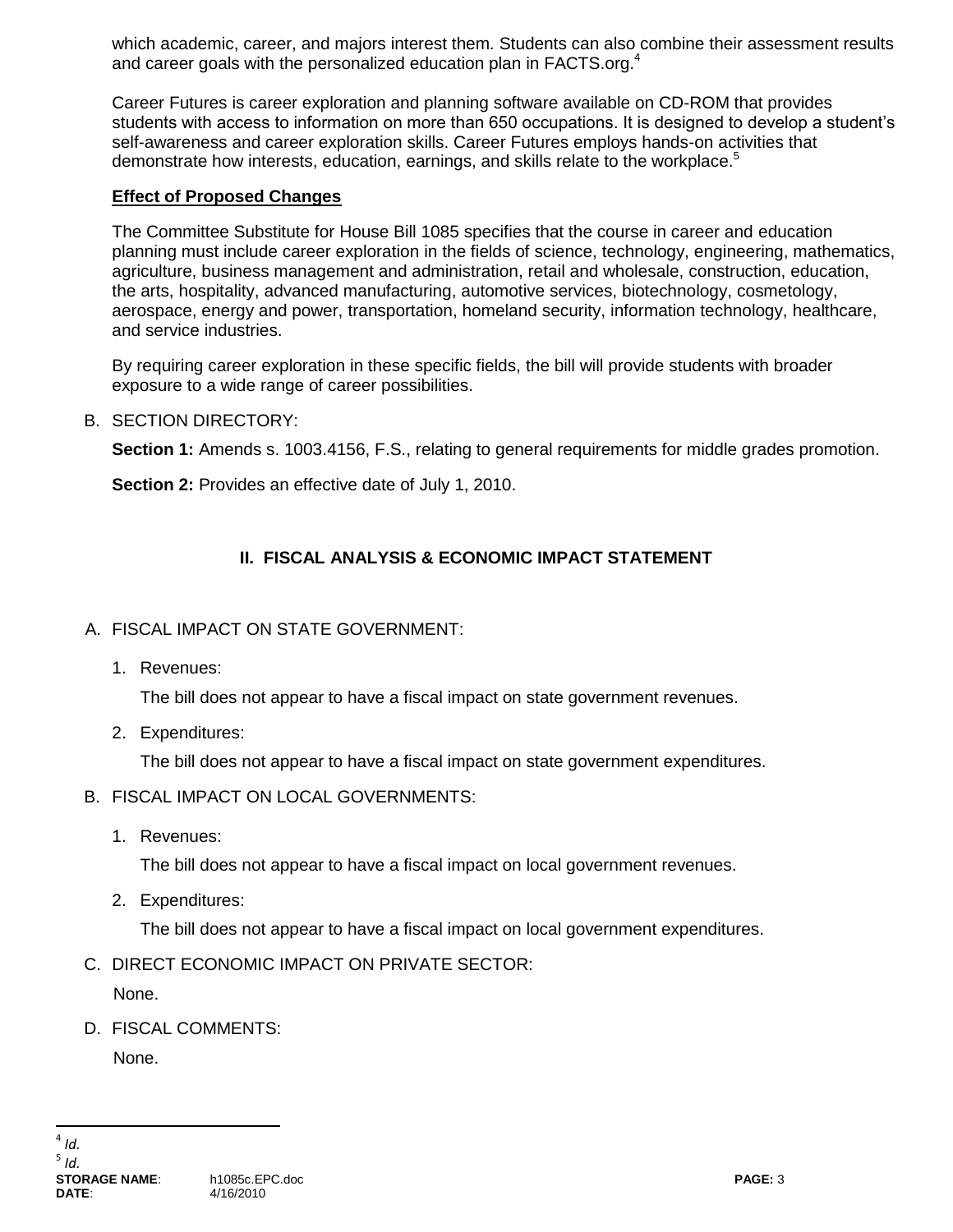which academic, career, and majors interest them. Students can also combine their assessment results and career goals with the personalized education plan in FACTS.org.[4]

Career Futures is career exploration and planning software available on CD-ROM that provides students with access to information on more than 650 occupations. It is designed to develop a student's self-awareness and career exploration skills. Career Futures employs hands-on activities that demonstrate how interests, education, earnings, and skills relate to the workplace.[5]

**Effect of Proposed Changes**

The Committee Substitute for House Bill 1085 specifies that the course in career and education planning must include career exploration in the fields of science, technology, engineering, mathematics, agriculture, business management and administration, retail and wholesale, construction, education, the arts, hospitality, advanced manufacturing, automotive services, biotechnology, cosmetology, aerospace, energy and power, transportation, homeland security, information technology, healthcare, and service industries.

By requiring career exploration in these specific fields, the bill will provide students with broader exposure to a wide range of career possibilities.

B. SECTION DIRECTORY:

**Section 1:** Amends s. 1003.4156, F.S., relating to general requirements for middle grades promotion.

**Section 2:** Provides an effective date of July 1, 2010.

## II. FISCAL ANALYSIS & ECONOMIC IMPACT STATEMENT

A. FISCAL IMPACT ON STATE GOVERNMENT:

1. Revenues:

   The bill does not appear to have a fiscal impact on state government revenues.

2. Expenditures:

   The bill does not appear to have a fiscal impact on state government expenditures.

B. FISCAL IMPACT ON LOCAL GOVERNMENTS:

1. Revenues:

   The bill does not appear to have a fiscal impact on local government revenues.

2. Expenditures:

   The bill does not appear to have a fiscal impact on local government expenditures.

C. DIRECT ECONOMIC IMPACT ON PRIVATE SECTOR:

None.

D. FISCAL COMMENTS:

None.

---

[4] *Id.*

[5] *Id.*

**STORAGE NAME**: h1085c.EPC.doc
**DATE**: 4/16/2010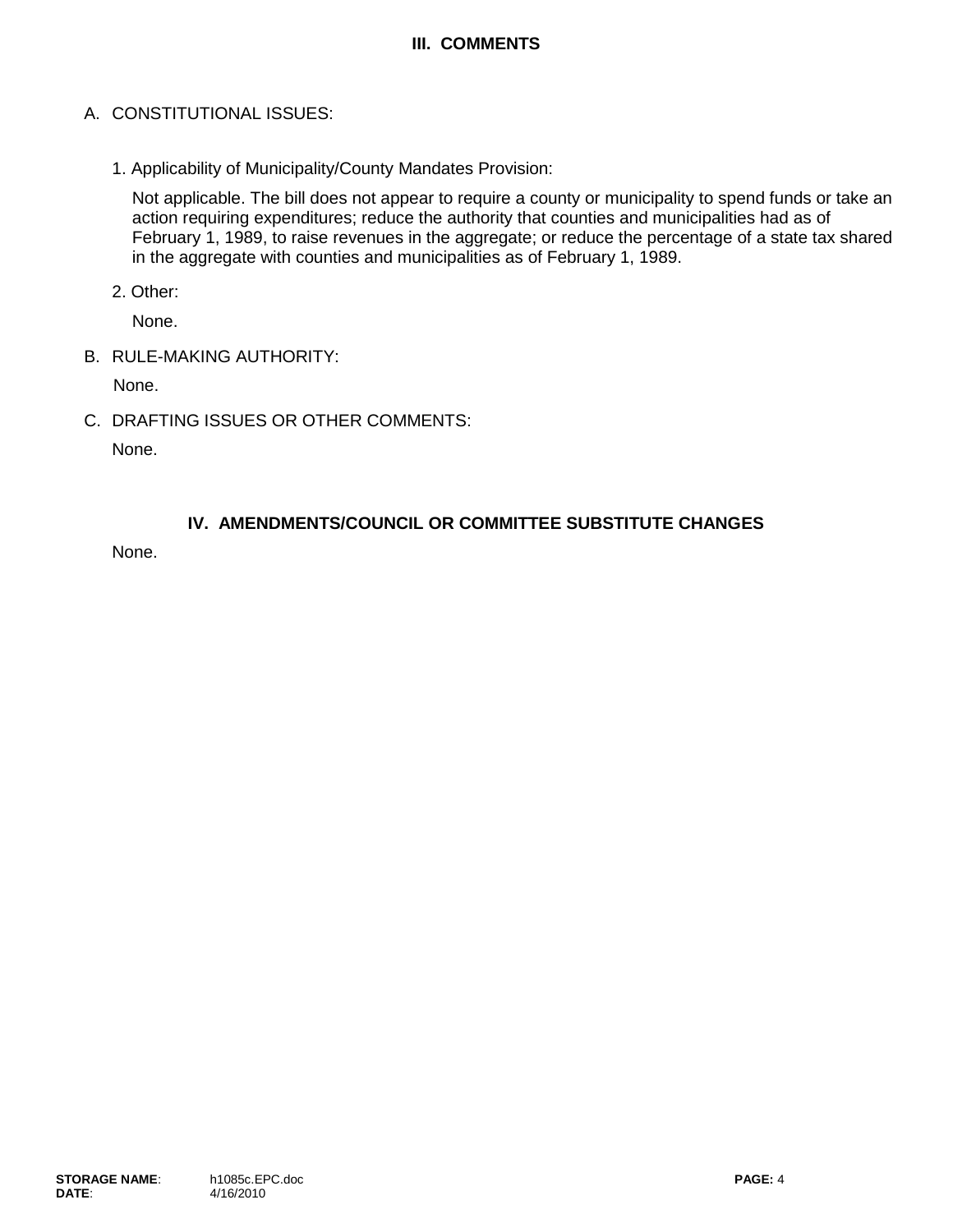## III. COMMENTS

A. CONSTITUTIONAL ISSUES:

1. Applicability of Municipality/County Mandates Provision:

   Not applicable. The bill does not appear to require a county or municipality to spend funds or take an action requiring expenditures; reduce the authority that counties and municipalities had as of February 1, 1989, to raise revenues in the aggregate; or reduce the percentage of a state tax shared in the aggregate with counties and municipalities as of February 1, 1989.

2. Other:

   None.

B. RULE-MAKING AUTHORITY:

   None.

C. DRAFTING ISSUES OR OTHER COMMENTS:

   None.

## IV. AMENDMENTS/COUNCIL OR COMMITTEE SUBSTITUTE CHANGES

None.